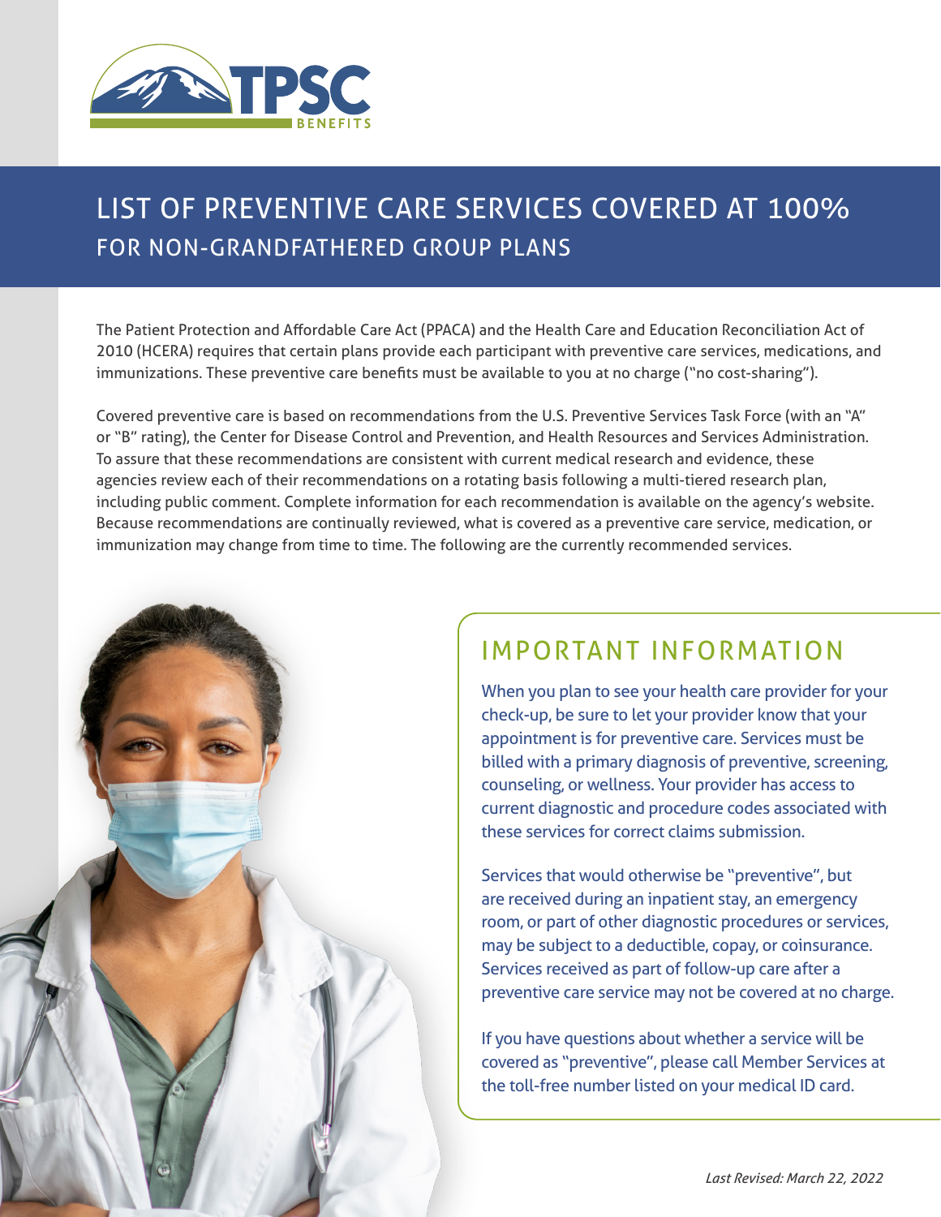# LIST OF PREVENTIVE CARE SERVICES COVERED AT 100%

## FOR NON-GRANDFATHERED GROUP PLANS

The Patient Protection and Affordable Care Act (PPACA) and the Health Care and Education Reconciliation Act of 2010 (HCERA) requires that certain plans provide each participant with preventive care services, medications, and immunizations. These preventive care benefits must be available to you at no charge ("no cost-sharing").

Covered preventive care is based on recommendations from the U.S. Preventive Services Task Force (with an "A" or "B" rating), the Center for Disease Control and Prevention, and Health Resources and Services Administration. To assure that these recommendations are consistent with current medical research and evidence, these agencies review each of their recommendations on a rotating basis following a multi-tiered research plan, including public comment. Complete information for each recommendation is available on the agency's website. Because recommendations are continually reviewed, what is covered as a preventive care service, medication, or immunization may change from time to time. The following are the currently recommended services.

## IMPORTANT INFORMATION

When you plan to see your health care provider for your check-up, be sure to let your provider know that your appointment is for preventive care. Services must be billed with a primary diagnosis of preventive, screening, counseling, or wellness. Your provider has access to current diagnostic and procedure codes associated with these services for correct claims submission.

Services that would otherwise be "preventive", but are received during an inpatient stay, an emergency room, or part of other diagnostic procedures or services, may be subject to a deductible, copay, or coinsurance. Services received as part of follow-up care after a preventive care service may not be covered at no charge.

If you have questions about whether a service will be covered as "preventive", please call Member Services at the toll-free number listed on your medical ID card.

*Last Revised: March 22, 2022*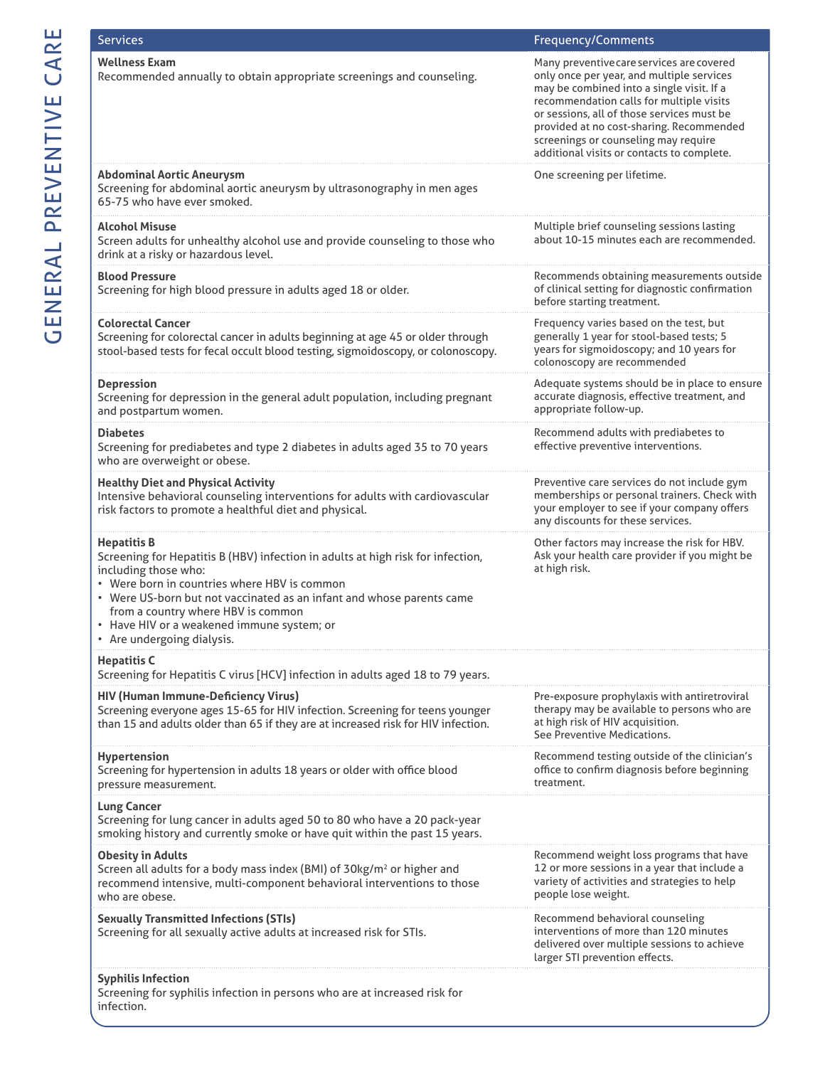# GENERAL PREVENTIVE CARE

| Services | Frequency/Comments |
|---|---|
| **Wellness Exam**<br>Recommended annually to obtain appropriate screenings and counseling. | Many preventive care services are covered only once per year, and multiple services may be combined into a single visit. If a recommendation calls for multiple visits or sessions, all of those services must be provided at no cost-sharing. Recommended screenings or counseling may require additional visits or contacts to complete. |
| **Abdominal Aortic Aneurysm**<br>Screening for abdominal aortic aneurysm by ultrasonography in men ages 65-75 who have ever smoked. | One screening per lifetime. |
| **Alcohol Misuse**<br>Screen adults for unhealthy alcohol use and provide counseling to those who drink at a risky or hazardous level. | Multiple brief counseling sessions lasting about 10-15 minutes each are recommended. |
| **Blood Pressure**<br>Screening for high blood pressure in adults aged 18 or older. | Recommends obtaining measurements outside of clinical setting for diagnostic confirmation before starting treatment. |
| **Colorectal Cancer**<br>Screening for colorectal cancer in adults beginning at age 45 or older through stool-based tests for fecal occult blood testing, sigmoidoscopy, or colonoscopy. | Frequency varies based on the test, but generally 1 year for stool-based tests; 5 years for sigmoidoscopy; and 10 years for colonoscopy are recommended |
| **Depression**<br>Screening for depression in the general adult population, including pregnant and postpartum women. | Adequate systems should be in place to ensure accurate diagnosis, effective treatment, and appropriate follow-up. |
| **Diabetes**<br>Screening for prediabetes and type 2 diabetes in adults aged 35 to 70 years who are overweight or obese. | Recommend adults with prediabetes to effective preventive interventions. |
| **Healthy Diet and Physical Activity**<br>Intensive behavioral counseling interventions for adults with cardiovascular risk factors to promote a healthful diet and physical. | Preventive care services do not include gym memberships or personal trainers. Check with your employer to see if your company offers any discounts for these services. |
| **Hepatitis B**<br>Screening for Hepatitis B (HBV) infection in adults at high risk for infection, including those who:<br>• Were born in countries where HBV is common<br>• Were US-born but not vaccinated as an infant and whose parents came from a country where HBV is common<br>• Have HIV or a weakened immune system; or<br>• Are undergoing dialysis. | Other factors may increase the risk for HBV. Ask your health care provider if you might be at high risk. |
| **Hepatitis C**<br>Screening for Hepatitis C virus [HCV] infection in adults aged 18 to 79 years. | |
| **HIV (Human Immune-Deficiency Virus)**<br>Screening everyone ages 15-65 for HIV infection. Screening for teens younger than 15 and adults older than 65 if they are at increased risk for HIV infection. | Pre-exposure prophylaxis with antiretroviral therapy may be available to persons who are at high risk of HIV acquisition. See Preventive Medications. |
| **Hypertension**<br>Screening for hypertension in adults 18 years or older with office blood pressure measurement. | Recommend testing outside of the clinician's office to confirm diagnosis before beginning treatment. |
| **Lung Cancer**<br>Screening for lung cancer in adults aged 50 to 80 who have a 20 pack-year smoking history and currently smoke or have quit within the past 15 years. | |
| **Obesity in Adults**<br>Screen all adults for a body mass index (BMI) of 30kg/m$^2$ or higher and recommend intensive, multi-component behavioral interventions to those who are obese. | Recommend weight loss programs that have 12 or more sessions in a year that include a variety of activities and strategies to help people lose weight. |
| **Sexually Transmitted Infections (STIs)**<br>Screening for all sexually active adults at increased risk for STIs. | Recommend behavioral counseling interventions of more than 120 minutes delivered over multiple sessions to achieve larger STI prevention effects. |
| **Syphilis Infection**<br>Screening for syphilis infection in persons who are at increased risk for infection. | |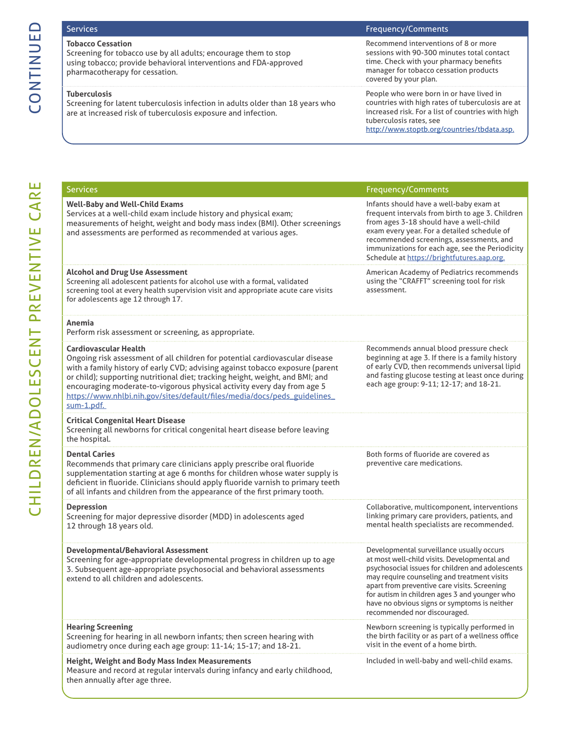## CONTINUED

| Services | Frequency/Comments |
|---|---|
| **Tobacco Cessation**<br>Screening for tobacco use by all adults; encourage them to stop using tobacco; provide behavioral interventions and FDA-approved pharmacotherapy for cessation. | Recommend interventions of 8 or more sessions with 90-300 minutes total contact time. Check with your pharmacy benefits manager for tobacco cessation products covered by your plan. |
| **Tuberculosis**<br>Screening for latent tuberculosis infection in adults older than 18 years who are at increased risk of tuberculosis exposure and infection. | People who were born in or have lived in countries with high rates of tuberculosis are at increased risk. For a list of countries with high tuberculosis rates, see http://www.stoptb.org/countries/tbdata.asp. |

## CHILDREN/ADOLESCENT PREVENTIVE CARE

| Services | Frequency/Comments |
|---|---|
| **Well-Baby and Well-Child Exams**<br>Services at a well-child exam include history and physical exam; measurements of height, weight and body mass index (BMI). Other screenings and assessments are performed as recommended at various ages. | Infants should have a well-baby exam at frequent intervals from birth to age 3. Children from ages 3-18 should have a well-child exam every year. For a detailed schedule of recommended screenings, assessments, and immunizations for each age, see the Periodicity Schedule at https://brightfutures.aap.org. |
| **Alcohol and Drug Use Assessment**<br>Screening all adolescent patients for alcohol use with a formal, validated screening tool at every health supervision visit and appropriate acute care visits for adolescents age 12 through 17. | American Academy of Pediatrics recommends using the "CRAFFT" screening tool for risk assessment. |
| **Anemia**<br>Perform risk assessment or screening, as appropriate. | |
| **Cardiovascular Health**<br>Ongoing risk assessment of all children for potential cardiovascular disease with a family history of early CVD; advising against tobacco exposure (parent or child); supporting nutritional diet; tracking height, weight, and BMI; and encouraging moderate-to-vigorous physical activity every day from age 5 https://www.nhlbi.nih.gov/sites/default/files/media/docs/peds_guidelines_sum-1.pdf. | Recommends annual blood pressure check beginning at age 3. If there is a family history of early CVD, then recommends universal lipid and fasting glucose testing at least once during each age group: 9-11; 12-17; and 18-21. |
| **Critical Congenital Heart Disease**<br>Screening all newborns for critical congenital heart disease before leaving the hospital. | |
| **Dental Caries**<br>Recommends that primary care clinicians apply prescribe oral fluoride supplementation starting at age 6 months for children whose water supply is deficient in fluoride. Clinicians should apply fluoride varnish to primary teeth of all infants and children from the appearance of the first primary tooth. | Both forms of fluoride are covered as preventive care medications. |
| **Depression**<br>Screening for major depressive disorder (MDD) in adolescents aged 12 through 18 years old. | Collaborative, multicomponent, interventions linking primary care providers, patients, and mental health specialists are recommended. |
| **Developmental/Behavioral Assessment**<br>Screening for age-appropriate developmental progress in children up to age 3. Subsequent age-appropriate psychosocial and behavioral assessments extend to all children and adolescents. | Developmental surveillance usually occurs at most well-child visits. Developmental and psychosocial issues for children and adolescents may require counseling and treatment visits apart from preventive care visits. Screening for autism in children ages 3 and younger who have no obvious signs or symptoms is neither recommended nor discouraged. |
| **Hearing Screening**<br>Screening for hearing in all newborn infants; then screen hearing with audiometry once during each age group: 11-14; 15-17; and 18-21. | Newborn screening is typically performed in the birth facility or as part of a wellness office visit in the event of a home birth. |
| **Height, Weight and Body Mass Index Measurements**<br>Measure and record at regular intervals during infancy and early childhood, then annually after age three. | Included in well-baby and well-child exams. |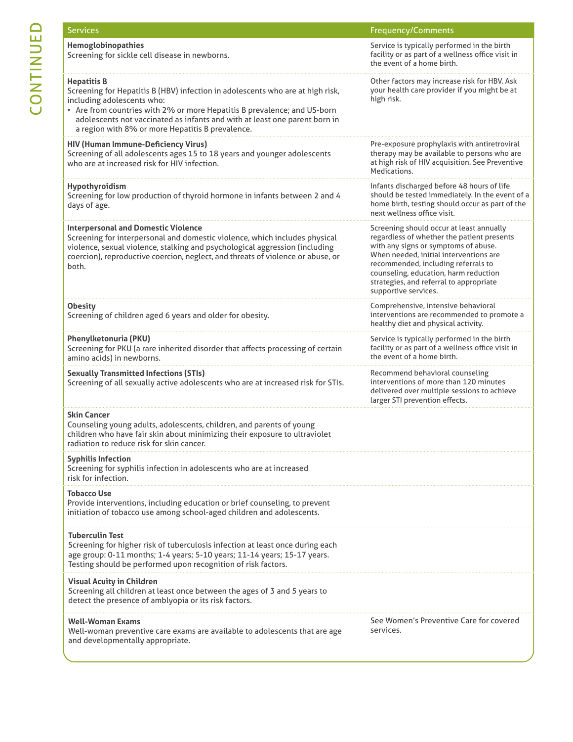CONTINUED

| Services | Frequency/Comments |
|---|---|
| **Hemoglobinopathies**<br>Screening for sickle cell disease in newborns. | Service is typically performed in the birth facility or as part of a wellness office visit in the event of a home birth. |
| **Hepatitis B**<br>Screening for Hepatitis B (HBV) infection in adolescents who are at high risk, including adolescents who:<br>• Are from countries with 2% or more Hepatitis B prevalence; and US-born adolescents not vaccinated as infants and with at least one parent born in a region with 8% or more Hepatitis B prevalence. | Other factors may increase risk for HBV. Ask your health care provider if you might be at high risk. |
| **HIV (Human Immune-Deficiency Virus)**<br>Screening of all adolescents ages 15 to 18 years and younger adolescents who are at increased risk for HIV infection. | Pre-exposure prophylaxis with antiretroviral therapy may be available to persons who are at high risk of HIV acquisition. See Preventive Medications. |
| **Hypothyroidism**<br>Screening for low production of thyroid hormone in infants between 2 and 4 days of age. | Infants discharged before 48 hours of life should be tested immediately. In the event of a home birth, testing should occur as part of the next wellness office visit. |
| **Interpersonal and Domestic Violence**<br>Screening for interpersonal and domestic violence, which includes physical violence, sexual violence, stalking and psychological aggression (including coercion), reproductive coercion, neglect, and threats of violence or abuse, or both. | Screening should occur at least annually regardless of whether the patient presents with any signs or symptoms of abuse. When needed, initial interventions are recommended, including referrals to counseling, education, harm reduction strategies, and referral to appropriate supportive services. |
| **Obesity**<br>Screening of children aged 6 years and older for obesity. | Comprehensive, intensive behavioral interventions are recommended to promote a healthy diet and physical activity. |
| **Phenylketonuria (PKU)**<br>Screening for PKU (a rare inherited disorder that affects processing of certain amino acids) in newborns. | Service is typically performed in the birth facility or as part of a wellness office visit in the event of a home birth. |
| **Sexually Transmitted Infections (STIs)**<br>Screening of all sexually active adolescents who are at increased risk for STIs. | Recommend behavioral counseling interventions of more than 120 minutes delivered over multiple sessions to achieve larger STI prevention effects. |
| **Skin Cancer**<br>Counseling young adults, adolescents, children, and parents of young children who have fair skin about minimizing their exposure to ultraviolet radiation to reduce risk for skin cancer. | |
| **Syphilis Infection**<br>Screening for syphilis infection in adolescents who are at increased risk for infection. | |
| **Tobacco Use**<br>Provide interventions, including education or brief counseling, to prevent initiation of tobacco use among school-aged children and adolescents. | |
| **Tuberculin Test**<br>Screening for higher risk of tuberculosis infection at least once during each age group: 0-11 months; 1-4 years; 5-10 years; 11-14 years; 15-17 years. Testing should be performed upon recognition of risk factors. | |
| **Visual Acuity in Children**<br>Screening all children at least once between the ages of 3 and 5 years to detect the presence of amblyopia or its risk factors. | |
| **Well-Woman Exams**<br>Well-woman preventive care exams are available to adolescents that are age and developmentally appropriate. | See Women's Preventive Care for covered services. |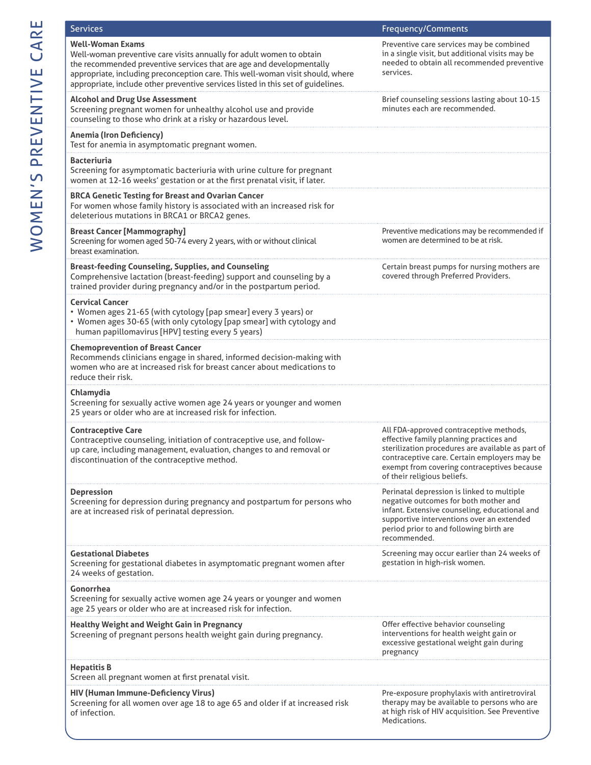# WOMEN'S PREVENTIVE CARE

| Services | Frequency/Comments |
|---|---|
| **Well-Woman Exams**<br>Well-woman preventive care visits annually for adult women to obtain the recommended preventive services that are age and developmentally appropriate, including preconception care. This well-woman visit should, where appropriate, include other preventive services listed in this set of guidelines. | Preventive care services may be combined in a single visit, but additional visits may be needed to obtain all recommended preventive services. |
| **Alcohol and Drug Use Assessment**<br>Screening pregnant women for unhealthy alcohol use and provide counseling to those who drink at a risky or hazardous level. | Brief counseling sessions lasting about 10-15 minutes each are recommended. |
| **Anemia (Iron Deficiency)**<br>Test for anemia in asymptomatic pregnant women. | |
| **Bacteriuria**<br>Screening for asymptomatic bacteriuria with urine culture for pregnant women at 12-16 weeks' gestation or at the first prenatal visit, if later. | |
| **BRCA Genetic Testing for Breast and Ovarian Cancer**<br>For women whose family history is associated with an increased risk for deleterious mutations in BRCA1 or BRCA2 genes. | |
| **Breast Cancer [Mammography]**<br>Screening for women aged 50-74 every 2 years, with or without clinical breast examination. | Preventive medications may be recommended if women are determined to be at risk. |
| **Breast-feeding Counseling, Supplies, and Counseling**<br>Comprehensive lactation (breast-feeding) support and counseling by a trained provider during pregnancy and/or in the postpartum period. | Certain breast pumps for nursing mothers are covered through Preferred Providers. |
| **Cervical Cancer**<br>• Women ages 21-65 (with cytology [pap smear] every 3 years) or<br>• Women ages 30-65 (with only cytology [pap smear] with cytology and human papillomavirus [HPV] testing every 5 years) | |
| **Chemoprevention of Breast Cancer**<br>Recommends clinicians engage in shared, informed decision-making with women who are at increased risk for breast cancer about medications to reduce their risk. | |
| **Chlamydia**<br>Screening for sexually active women age 24 years or younger and women 25 years or older who are at increased risk for infection. | |
| **Contraceptive Care**<br>Contraceptive counseling, initiation of contraceptive use, and follow-up care, including management, evaluation, changes to and removal or discontinuation of the contraceptive method. | All FDA-approved contraceptive methods, effective family planning practices and sterilization procedures are available as part of contraceptive care. Certain employers may be exempt from covering contraceptives because of their religious beliefs. |
| **Depression**<br>Screening for depression during pregnancy and postpartum for persons who are at increased risk of perinatal depression. | Perinatal depression is linked to multiple negative outcomes for both mother and infant. Extensive counseling, educational and supportive interventions over an extended period prior to and following birth are recommended. |
| **Gestational Diabetes**<br>Screening for gestational diabetes in asymptomatic pregnant women after 24 weeks of gestation. | Screening may occur earlier than 24 weeks of gestation in high-risk women. |
| **Gonorrhea**<br>Screening for sexually active women age 24 years or younger and women age 25 years or older who are at increased risk for infection. | |
| **Healthy Weight and Weight Gain in Pregnancy**<br>Screening of pregnant persons health weight gain during pregnancy. | Offer effective behavior counseling interventions for health weight gain or excessive gestational weight gain during pregnancy |
| **Hepatitis B**<br>Screen all pregnant women at first prenatal visit. | |
| **HIV (Human Immune-Deficiency Virus)**<br>Screening for all women over age 18 to age 65 and older if at increased risk of infection. | Pre-exposure prophylaxis with antiretroviral therapy may be available to persons who are at high risk of HIV acquisition. See Preventive Medications. |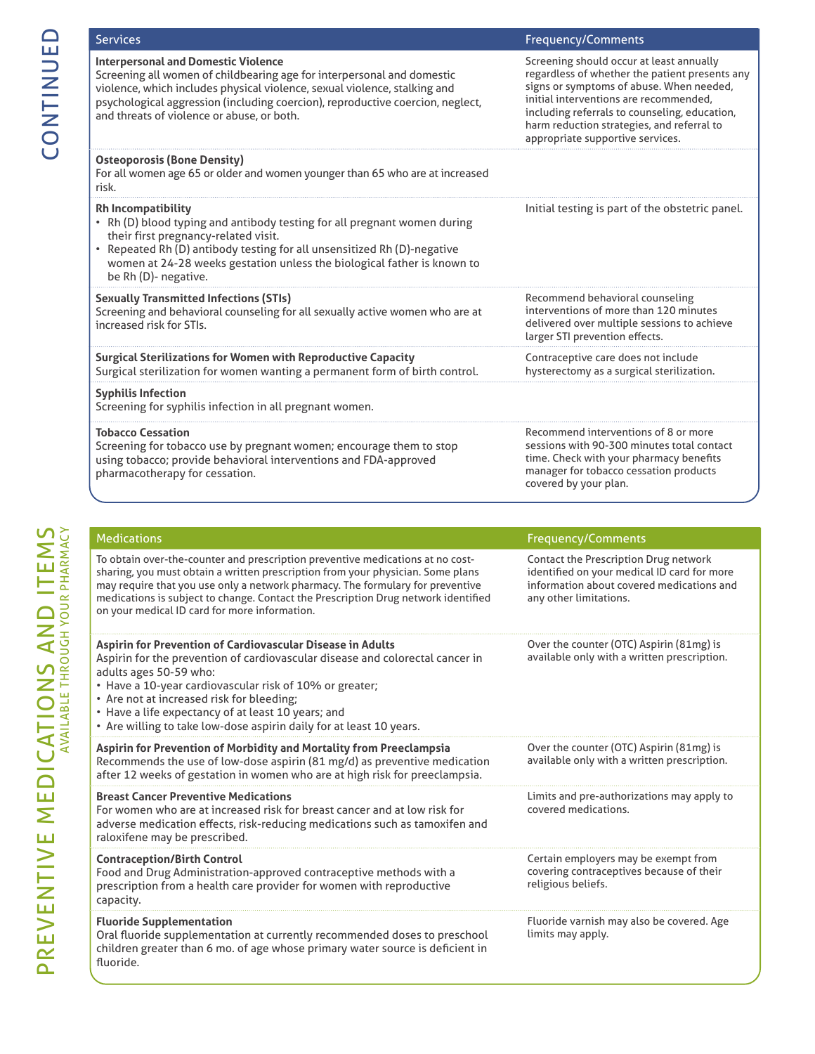## CONTINUED

| Services | Frequency/Comments |
|---|---|
| **Interpersonal and Domestic Violence**<br>Screening all women of childbearing age for interpersonal and domestic violence, which includes physical violence, sexual violence, stalking and psychological aggression (including coercion), reproductive coercion, neglect, and threats of violence or abuse, or both. | Screening should occur at least annually regardless of whether the patient presents any signs or symptoms of abuse. When needed, initial interventions are recommended, including referrals to counseling, education, harm reduction strategies, and referral to appropriate supportive services. |
| **Osteoporosis (Bone Density)**<br>For all women age 65 or older and women younger than 65 who are at increased risk. | |
| **Rh Incompatibility**<br>• Rh (D) blood typing and antibody testing for all pregnant women during their first pregnancy-related visit.<br>• Repeated Rh (D) antibody testing for all unsensitized Rh (D)-negative women at 24-28 weeks gestation unless the biological father is known to be Rh (D)- negative. | Initial testing is part of the obstetric panel. |
| **Sexually Transmitted Infections (STIs)**<br>Screening and behavioral counseling for all sexually active women who are at increased risk for STIs. | Recommend behavioral counseling interventions of more than 120 minutes delivered over multiple sessions to achieve larger STI prevention effects. |
| **Surgical Sterilizations for Women with Reproductive Capacity**<br>Surgical sterilization for women wanting a permanent form of birth control. | Contraceptive care does not include hysterectomy as a surgical sterilization. |
| **Syphilis Infection**<br>Screening for syphilis infection in all pregnant women. | |
| **Tobacco Cessation**<br>Screening for tobacco use by pregnant women; encourage them to stop using tobacco; provide behavioral interventions and FDA-approved pharmacotherapy for cessation. | Recommend interventions of 8 or more sessions with 90-300 minutes total contact time. Check with your pharmacy benefits manager for tobacco cessation products covered by your plan. |

## PREVENTIVE MEDICATIONS AND ITEMS
AVAILABLE THROUGH YOUR PHARMACY

| Medications | Frequency/Comments |
|---|---|
| To obtain over-the-counter and prescription preventive medications at no cost-sharing, you must obtain a written prescription from your physician. Some plans may require that you use only a network pharmacy. The formulary for preventive medications is subject to change. Contact the Prescription Drug network identified on your medical ID card for more information. | Contact the Prescription Drug network identified on your medical ID card for more information about covered medications and any other limitations. |
| **Aspirin for Prevention of Cardiovascular Disease in Adults**<br>Aspirin for the prevention of cardiovascular disease and colorectal cancer in adults ages 50-59 who:<br>• Have a 10-year cardiovascular risk of 10% or greater;<br>• Are not at increased risk for bleeding;<br>• Have a life expectancy of at least 10 years; and<br>• Are willing to take low-dose aspirin daily for at least 10 years. | Over the counter (OTC) Aspirin (81mg) is available only with a written prescription. |
| **Aspirin for Prevention of Morbidity and Mortality from Preeclampsia**<br>Recommends the use of low-dose aspirin (81 mg/d) as preventive medication after 12 weeks of gestation in women who are at high risk for preeclampsia. | Over the counter (OTC) Aspirin (81mg) is available only with a written prescription. |
| **Breast Cancer Preventive Medications**<br>For women who are at increased risk for breast cancer and at low risk for adverse medication effects, risk-reducing medications such as tamoxifen and raloxifene may be prescribed. | Limits and pre-authorizations may apply to covered medications. |
| **Contraception/Birth Control**<br>Food and Drug Administration-approved contraceptive methods with a prescription from a health care provider for women with reproductive capacity. | Certain employers may be exempt from covering contraceptives because of their religious beliefs. |
| **Fluoride Supplementation**<br>Oral fluoride supplementation at currently recommended doses to preschool children greater than 6 mo. of age whose primary water source is deficient in fluoride. | Fluoride varnish may also be covered. Age limits may apply. |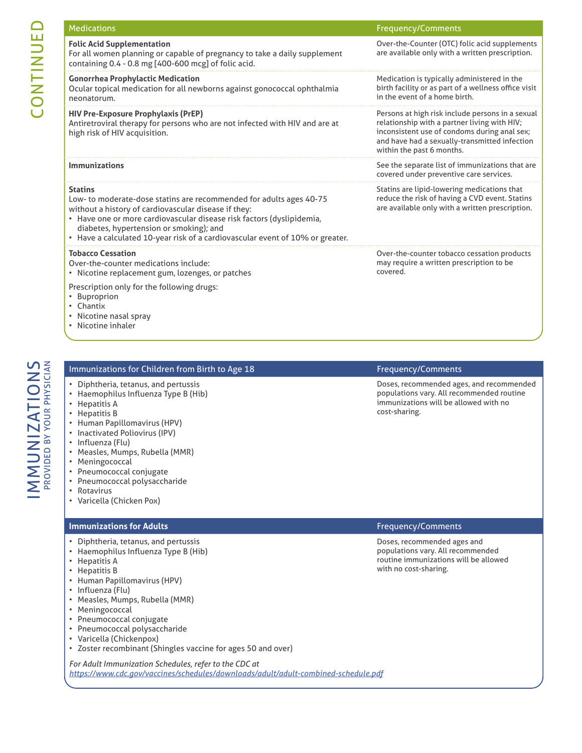## CONTINUED

| Medications | Frequency/Comments |
|---|---|
| **Folic Acid Supplementation**<br>For all women planning or capable of pregnancy to take a daily supplement containing 0.4 - 0.8 mg [400-600 mcg] of folic acid. | Over-the-Counter (OTC) folic acid supplements are available only with a written prescription. |
| **Gonorrhea Prophylactic Medication**<br>Ocular topical medication for all newborns against gonococcal ophthalmia neonatorum. | Medication is typically administered in the birth facility or as part of a wellness office visit in the event of a home birth. |
| **HIV Pre-Exposure Prophylaxis (PrEP)**<br>Antiretroviral therapy for persons who are not infected with HIV and are at high risk of HIV acquisition. | Persons at high risk include persons in a sexual relationship with a partner living with HIV; inconsistent use of condoms during anal sex; and have had a sexually-transmitted infection within the past 6 months. |
| **Immunizations** | See the separate list of immunizations that are covered under preventive care services. |
| **Statins**<br>Low- to moderate-dose statins are recommended for adults ages 40-75 without a history of cardiovascular disease if they:<br>• Have one or more cardiovascular disease risk factors (dyslipidemia, diabetes, hypertension or smoking); and<br>• Have a calculated 10-year risk of a cardiovascular event of 10% or greater. | Statins are lipid-lowering medications that reduce the risk of having a CVD event. Statins are available only with a written prescription. |
| **Tobacco Cessation**<br>Over-the-counter medications include:<br>• Nicotine replacement gum, lozenges, or patches<br>Prescription only for the following drugs:<br>• Buproprion<br>• Chantix<br>• Nicotine nasal spray<br>• Nicotine inhaler | Over-the-counter tobacco cessation products may require a written prescription to be covered. |

## IMMUNIZATIONS
### PROVIDED BY YOUR PHYSICIAN

| Immunizations for Children from Birth to Age 18 | Frequency/Comments |
|---|---|
| • Diphtheria, tetanus, and pertussis<br>• Haemophilus Influenza Type B (Hib)<br>• Hepatitis A<br>• Hepatitis B<br>• Human Papillomavirus (HPV)<br>• Inactivated Poliovirus (IPV)<br>• Influenza (Flu)<br>• Measles, Mumps, Rubella (MMR)<br>• Meningococcal<br>• Pneumococcal conjugate<br>• Pneumococcal polysaccharide<br>• Rotavirus<br>• Varicella (Chicken Pox) | Doses, recommended ages, and recommended populations vary. All recommended routine immunizations will be allowed with no cost-sharing. |

| Immunizations for Adults | Frequency/Comments |
|---|---|
| • Diphtheria, tetanus, and pertussis<br>• Haemophilus Influenza Type B (Hib)<br>• Hepatitis A<br>• Hepatitis B<br>• Human Papillomavirus (HPV)<br>• Influenza (Flu)<br>• Measles, Mumps, Rubella (MMR)<br>• Meningococcal<br>• Pneumococcal conjugate<br>• Pneumococcal polysaccharide<br>• Varicella (Chickenpox)<br>• Zoster recombinant (Shingles vaccine for ages 50 and over) | Doses, recommended ages and populations vary. All recommended routine immunizations will be allowed with no cost-sharing. |

*For Adult Immunization Schedules, refer to the CDC at* *https://www.cdc.gov/vaccines/schedules/downloads/adult/adult-combined-schedule.pdf*